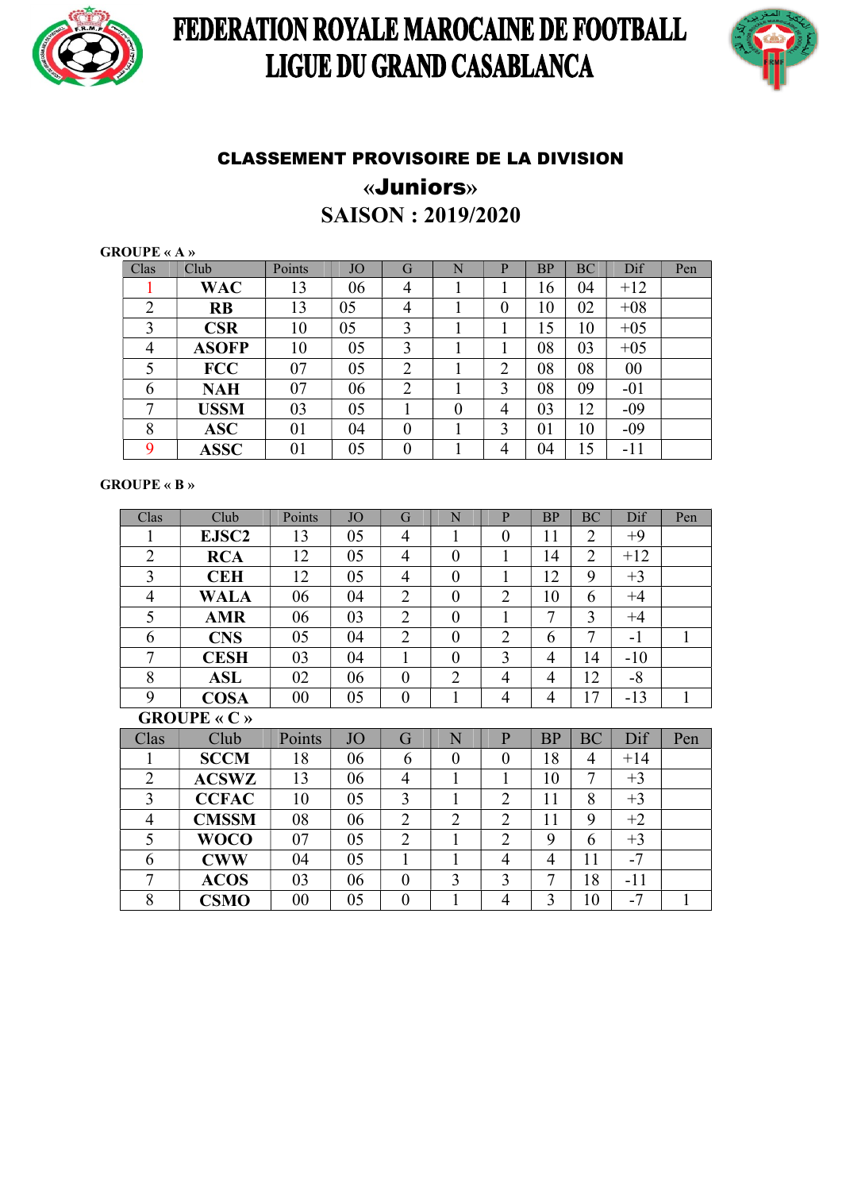# FEDERATION ROYALE MAROCAINE DE FOOTBALL
# LIGUE DU GRAND CASABLANCA

## CLASSEMENT PROVISOIRE DE LA DIVISION

## «Juniors»

## SAISON : 2019/2020

**GROUPE « A »**

| Clas | Club | Points | JO | G | N | P | BP | BC | Dif | Pen |
|---|---|---|---|---|---|---|---|---|---|---|
| 1 | **WAC** | 13 | 06 | 4 | 1 | 1 | 16 | 04 | +12 | |
| 2 | **RB** | 13 | 05 | 4 | 1 | 0 | 10 | 02 | +08 | |
| 3 | **CSR** | 10 | 05 | 3 | 1 | 1 | 15 | 10 | +05 | |
| 4 | **ASOFP** | 10 | 05 | 3 | 1 | 1 | 08 | 03 | +05 | |
| 5 | **FCC** | 07 | 05 | 2 | 1 | 2 | 08 | 08 | 00 | |
| 6 | **NAH** | 07 | 06 | 2 | 1 | 3 | 08 | 09 | -01 | |
| 7 | **USSM** | 03 | 05 | 1 | 0 | 4 | 03 | 12 | -09 | |
| 8 | **ASC** | 01 | 04 | 0 | 1 | 3 | 01 | 10 | -09 | |
| 9 | **ASSC** | 01 | 05 | 0 | 1 | 4 | 04 | 15 | -11 | |

**GROUPE « B »**

| Clas | Club | Points | JO | G | N | P | BP | BC | Dif | Pen |
|---|---|---|---|---|---|---|---|---|---|---|
| 1 | **EJSC2** | 13 | 05 | 4 | 1 | 0 | 11 | 2 | +9 | |
| 2 | **RCA** | 12 | 05 | 4 | 0 | 1 | 14 | 2 | +12 | |
| 3 | **CEH** | 12 | 05 | 4 | 0 | 1 | 12 | 9 | +3 | |
| 4 | **WALA** | 06 | 04 | 2 | 0 | 2 | 10 | 6 | +4 | |
| 5 | **AMR** | 06 | 03 | 2 | 0 | 1 | 7 | 3 | +4 | |
| 6 | **CNS** | 05 | 04 | 2 | 0 | 2 | 6 | 7 | -1 | 1 |
| 7 | **CESH** | 03 | 04 | 1 | 0 | 3 | 4 | 14 | -10 | |
| 8 | **ASL** | 02 | 06 | 0 | 2 | 4 | 4 | 12 | -8 | |
| 9 | **COSA** | 00 | 05 | 0 | 1 | 4 | 4 | 17 | -13 | 1 |

**GROUPE « C »**

| Clas | Club | Points | JO | G | N | P | BP | BC | Dif | Pen |
|---|---|---|---|---|---|---|---|---|---|---|
| 1 | **SCCM** | 18 | 06 | 6 | 0 | 0 | 18 | 4 | +14 | |
| 2 | **ACSWZ** | 13 | 06 | 4 | 1 | 1 | 10 | 7 | +3 | |
| 3 | **CCFAC** | 10 | 05 | 3 | 1 | 2 | 11 | 8 | +3 | |
| 4 | **CMSSM** | 08 | 06 | 2 | 2 | 2 | 11 | 9 | +2 | |
| 5 | **WOCO** | 07 | 05 | 2 | 1 | 2 | 9 | 6 | +3 | |
| 6 | **CWW** | 04 | 05 | 1 | 1 | 4 | 4 | 11 | -7 | |
| 7 | **ACOS** | 03 | 06 | 0 | 3 | 3 | 7 | 18 | -11 | |
| 8 | **CSMO** | 00 | 05 | 0 | 1 | 4 | 3 | 10 | -7 | 1 |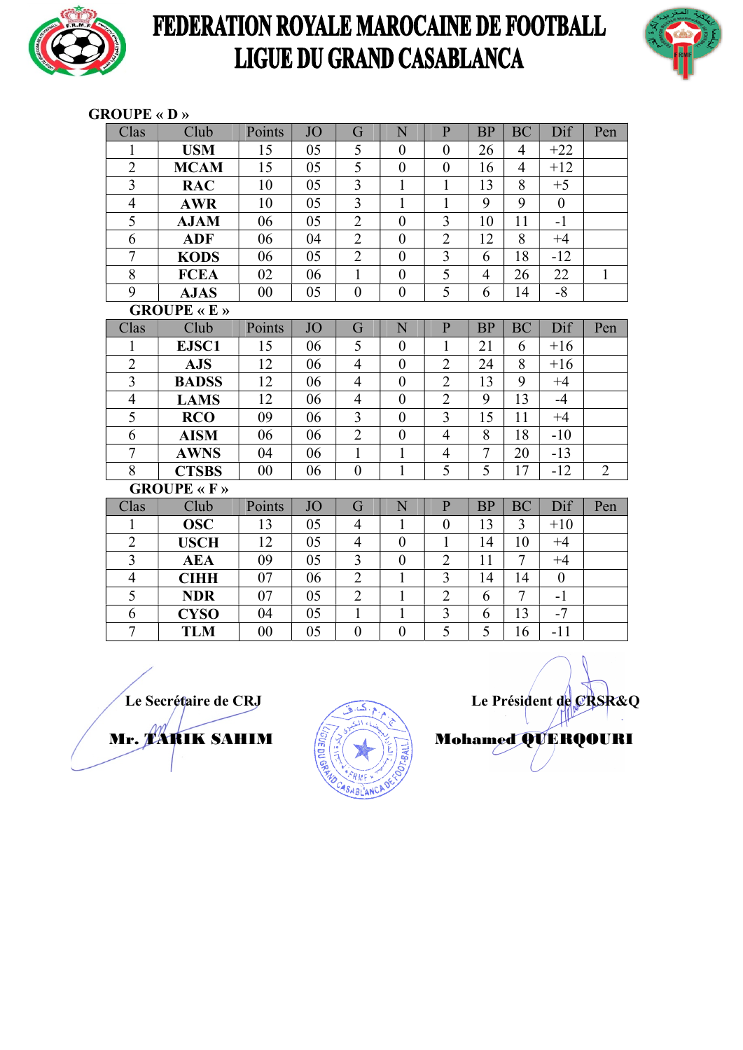# FEDERATION ROYALE MAROCAINE DE FOOTBALL
# LIGUE DU GRAND CASABLANCA

**GROUPE « D »**

| Clas | Club | Points | JO | G | N | P | BP | BC | Dif | Pen |
|---|---|---|---|---|---|---|---|---|---|---|
| 1 | **USM** | 15 | 05 | 5 | 0 | 0 | 26 | 4 | +22 | |
| 2 | **MCAM** | 15 | 05 | 5 | 0 | 0 | 16 | 4 | +12 | |
| 3 | **RAC** | 10 | 05 | 3 | 1 | 1 | 13 | 8 | +5 | |
| 4 | **AWR** | 10 | 05 | 3 | 1 | 1 | 9 | 9 | 0 | |
| 5 | **AJAM** | 06 | 05 | 2 | 0 | 3 | 10 | 11 | -1 | |
| 6 | **ADF** | 06 | 04 | 2 | 0 | 2 | 12 | 8 | +4 | |
| 7 | **KODS** | 06 | 05 | 2 | 0 | 3 | 6 | 18 | -12 | |
| 8 | **FCEA** | 02 | 06 | 1 | 0 | 5 | 4 | 26 | 22 | 1 |
| 9 | **AJAS** | 00 | 05 | 0 | 0 | 5 | 6 | 14 | -8 | |

**GROUPE « E »**

| Clas | Club | Points | JO | G | N | P | BP | BC | Dif | Pen |
|---|---|---|---|---|---|---|---|---|---|---|
| 1 | **EJSC1** | 15 | 06 | 5 | 0 | 1 | 21 | 6 | +16 | |
| 2 | **AJS** | 12 | 06 | 4 | 0 | 2 | 24 | 8 | +16 | |
| 3 | **BADSS** | 12 | 06 | 4 | 0 | 2 | 13 | 9 | +4 | |
| 4 | **LAMS** | 12 | 06 | 4 | 0 | 2 | 9 | 13 | -4 | |
| 5 | **RCO** | 09 | 06 | 3 | 0 | 3 | 15 | 11 | +4 | |
| 6 | **AISM** | 06 | 06 | 2 | 0 | 4 | 8 | 18 | -10 | |
| 7 | **AWNS** | 04 | 06 | 1 | 1 | 4 | 7 | 20 | -13 | |
| 8 | **CTSBS** | 00 | 06 | 0 | 1 | 5 | 5 | 17 | -12 | 2 |

**GROUPE « F »**

| Clas | Club | Points | JO | G | N | P | BP | BC | Dif | Pen |
|---|---|---|---|---|---|---|---|---|---|---|
| 1 | **OSC** | 13 | 05 | 4 | 1 | 0 | 13 | 3 | +10 | |
| 2 | **USCH** | 12 | 05 | 4 | 0 | 1 | 14 | 10 | +4 | |
| 3 | **AEA** | 09 | 05 | 3 | 0 | 2 | 11 | 7 | +4 | |
| 4 | **CIHH** | 07 | 06 | 2 | 1 | 3 | 14 | 14 | 0 | |
| 5 | **NDR** | 07 | 05 | 2 | 1 | 2 | 6 | 7 | -1 | |
| 6 | **CYSO** | 04 | 05 | 1 | 1 | 3 | 6 | 13 | -7 | |
| 7 | **TLM** | 00 | 05 | 0 | 0 | 5 | 5 | 16 | -11 | |

**Le Secrétaire de CRJ**

**Mr. TARIK SAHIM**

**Le Président de CRSR&Q**

**Mohamed QUERQOURI**